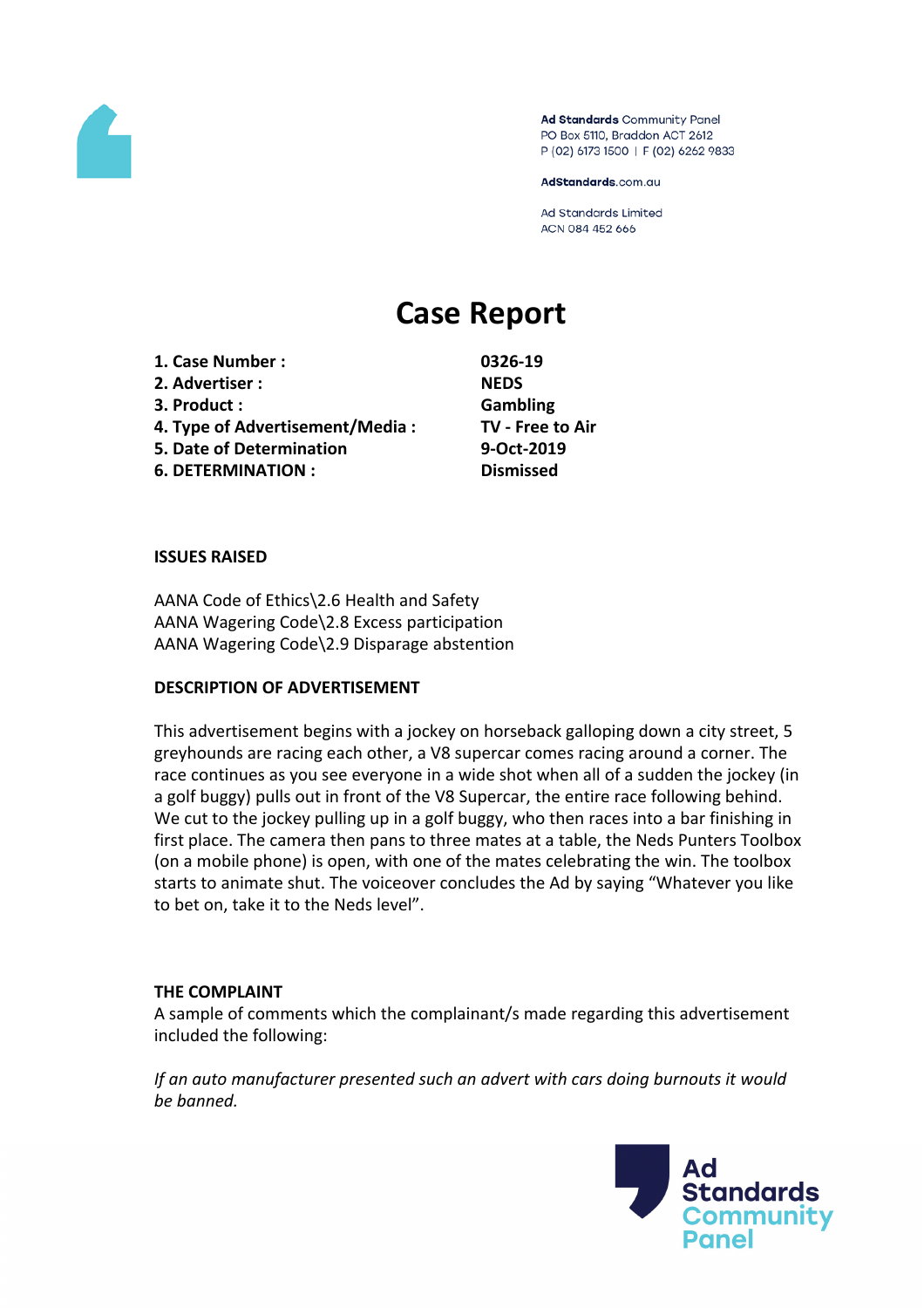Ad Standards Community Panel
PO Box 5110, Braddon ACT 2612
P (02) 6173 1500 | F (02) 6262 9833

AdStandards.com.au

Ad Standards Limited
ACN 084 452 666

# Case Report

| | |
|---|---|
| **1. Case Number :** | **0326-19** |
| **2. Advertiser :** | **NEDS** |
| **3. Product :** | **Gambling** |
| **4. Type of Advertisement/Media :** | **TV - Free to Air** |
| **5. Date of Determination** | **9-Oct-2019** |
| **6. DETERMINATION :** | **Dismissed** |

**ISSUES RAISED**

AANA Code of Ethics\2.6 Health and Safety
AANA Wagering Code\2.8 Excess participation
AANA Wagering Code\2.9 Disparage abstention

**DESCRIPTION OF ADVERTISEMENT**

This advertisement begins with a jockey on horseback galloping down a city street, 5 greyhounds are racing each other, a V8 supercar comes racing around a corner. The race continues as you see everyone in a wide shot when all of a sudden the jockey (in a golf buggy) pulls out in front of the V8 Supercar, the entire race following behind. We cut to the jockey pulling up in a golf buggy, who then races into a bar finishing in first place. The camera then pans to three mates at a table, the Neds Punters Toolbox (on a mobile phone) is open, with one of the mates celebrating the win. The toolbox starts to animate shut. The voiceover concludes the Ad by saying "Whatever you like to bet on, take it to the Neds level".

**THE COMPLAINT**

A sample of comments which the complainant/s made regarding this advertisement included the following:

*If an auto manufacturer presented such an advert with cars doing burnouts it would be banned.*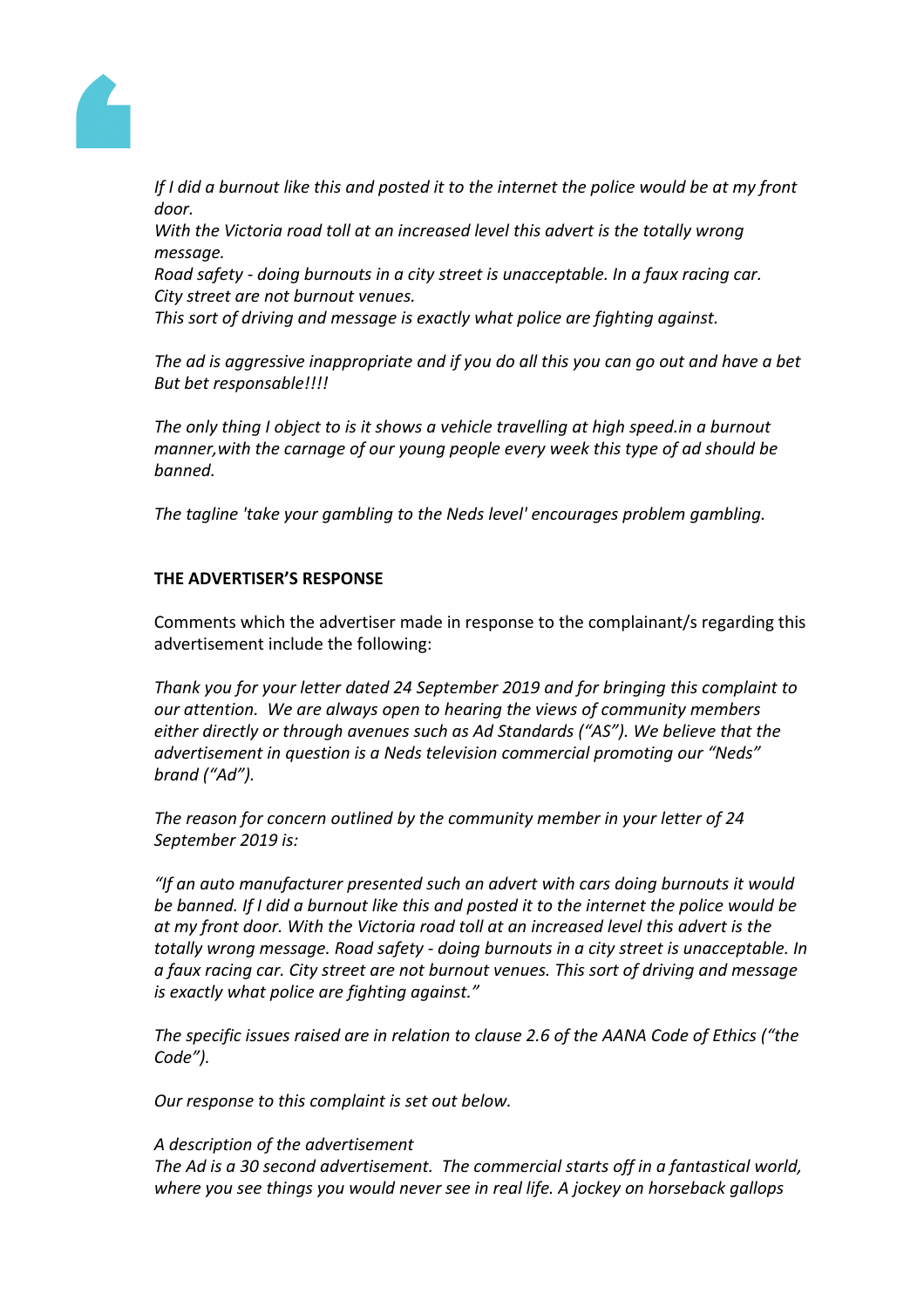*If I did a burnout like this and posted it to the internet the police would be at my front door.*
*With the Victoria road toll at an increased level this advert is the totally wrong message.*
*Road safety - doing burnouts in a city street is unacceptable. In a faux racing car.*
*City street are not burnout venues.*
*This sort of driving and message is exactly what police are fighting against.*

*The ad is aggressive inappropriate and if you do all this you can go out and have a bet But bet responsable!!!!*

*The only thing I object to is it shows a vehicle travelling at high speed.in a burnout manner,with the carnage of our young people every week this type of ad should be banned.*

*The tagline 'take your gambling to the Neds level' encourages problem gambling.*

**THE ADVERTISER'S RESPONSE**

Comments which the advertiser made in response to the complainant/s regarding this advertisement include the following:

*Thank you for your letter dated 24 September 2019 and for bringing this complaint to our attention. We are always open to hearing the views of community members either directly or through avenues such as Ad Standards ("AS"). We believe that the advertisement in question is a Neds television commercial promoting our "Neds" brand ("Ad").*

*The reason for concern outlined by the community member in your letter of 24 September 2019 is:*

*"If an auto manufacturer presented such an advert with cars doing burnouts it would be banned. If I did a burnout like this and posted it to the internet the police would be at my front door. With the Victoria road toll at an increased level this advert is the totally wrong message. Road safety - doing burnouts in a city street is unacceptable. In a faux racing car. City street are not burnout venues. This sort of driving and message is exactly what police are fighting against."*

*The specific issues raised are in relation to clause 2.6 of the AANA Code of Ethics ("the Code").*

*Our response to this complaint is set out below.*

*A description of the advertisement*
*The Ad is a 30 second advertisement. The commercial starts off in a fantastical world, where you see things you would never see in real life. A jockey on horseback gallops*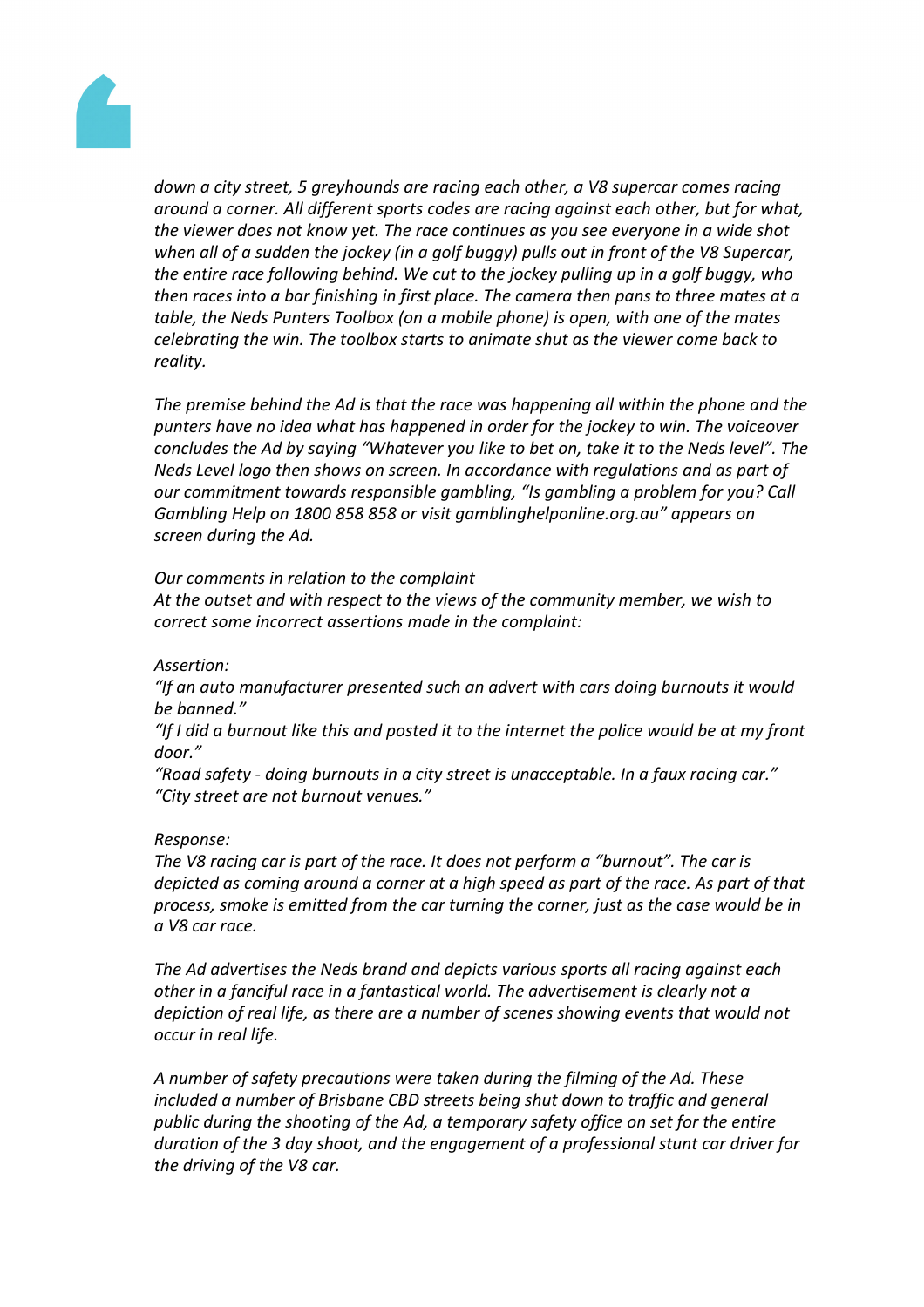*down a city street, 5 greyhounds are racing each other, a V8 supercar comes racing around a corner. All different sports codes are racing against each other, but for what, the viewer does not know yet. The race continues as you see everyone in a wide shot when all of a sudden the jockey (in a golf buggy) pulls out in front of the V8 Supercar, the entire race following behind. We cut to the jockey pulling up in a golf buggy, who then races into a bar finishing in first place. The camera then pans to three mates at a table, the Neds Punters Toolbox (on a mobile phone) is open, with one of the mates celebrating the win. The toolbox starts to animate shut as the viewer come back to reality.*

*The premise behind the Ad is that the race was happening all within the phone and the punters have no idea what has happened in order for the jockey to win. The voiceover concludes the Ad by saying "Whatever you like to bet on, take it to the Neds level". The Neds Level logo then shows on screen. In accordance with regulations and as part of our commitment towards responsible gambling, "Is gambling a problem for you? Call Gambling Help on 1800 858 858 or visit gamblinghelponline.org.au" appears on screen during the Ad.*

*Our comments in relation to the complaint*
*At the outset and with respect to the views of the community member, we wish to correct some incorrect assertions made in the complaint:*

*Assertion:*
*"If an auto manufacturer presented such an advert with cars doing burnouts it would be banned."*
*"If I did a burnout like this and posted it to the internet the police would be at my front door."*
*"Road safety - doing burnouts in a city street is unacceptable. In a faux racing car."*
*"City street are not burnout venues."*

*Response:*
*The V8 racing car is part of the race. It does not perform a "burnout". The car is depicted as coming around a corner at a high speed as part of the race. As part of that process, smoke is emitted from the car turning the corner, just as the case would be in a V8 car race.*

*The Ad advertises the Neds brand and depicts various sports all racing against each other in a fanciful race in a fantastical world. The advertisement is clearly not a depiction of real life, as there are a number of scenes showing events that would not occur in real life.*

*A number of safety precautions were taken during the filming of the Ad. These included a number of Brisbane CBD streets being shut down to traffic and general public during the shooting of the Ad, a temporary safety office on set for the entire duration of the 3 day shoot, and the engagement of a professional stunt car driver for the driving of the V8 car.*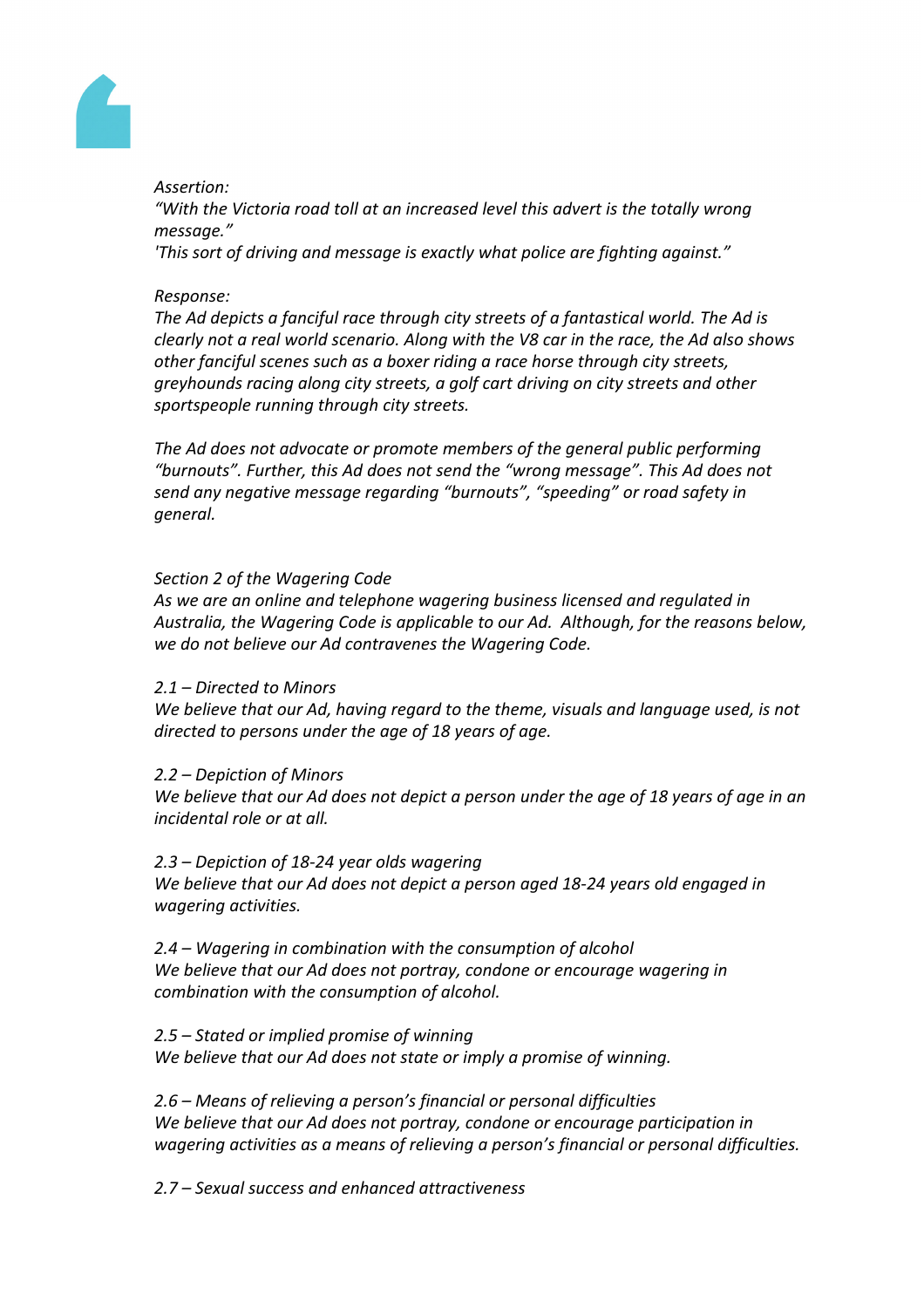*Assertion:*
*“With the Victoria road toll at an increased level this advert is the totally wrong message.”*
*'This sort of driving and message is exactly what police are fighting against.”*

*Response:*
*The Ad depicts a fanciful race through city streets of a fantastical world. The Ad is clearly not a real world scenario. Along with the V8 car in the race, the Ad also shows other fanciful scenes such as a boxer riding a race horse through city streets, greyhounds racing along city streets, a golf cart driving on city streets and other sportspeople running through city streets.*

*The Ad does not advocate or promote members of the general public performing “burnouts”. Further, this Ad does not send the “wrong message”. This Ad does not send any negative message regarding “burnouts”, “speeding” or road safety in general.*

*Section 2 of the Wagering Code*
*As we are an online and telephone wagering business licensed and regulated in Australia, the Wagering Code is applicable to our Ad. Although, for the reasons below, we do not believe our Ad contravenes the Wagering Code.*

*2.1 – Directed to Minors*
*We believe that our Ad, having regard to the theme, visuals and language used, is not directed to persons under the age of 18 years of age.*

*2.2 – Depiction of Minors*
*We believe that our Ad does not depict a person under the age of 18 years of age in an incidental role or at all.*

*2.3 – Depiction of 18-24 year olds wagering*
*We believe that our Ad does not depict a person aged 18-24 years old engaged in wagering activities.*

*2.4 – Wagering in combination with the consumption of alcohol*
*We believe that our Ad does not portray, condone or encourage wagering in combination with the consumption of alcohol.*

*2.5 – Stated or implied promise of winning*
*We believe that our Ad does not state or imply a promise of winning.*

*2.6 – Means of relieving a person’s financial or personal difficulties*
*We believe that our Ad does not portray, condone or encourage participation in wagering activities as a means of relieving a person’s financial or personal difficulties.*

*2.7 – Sexual success and enhanced attractiveness*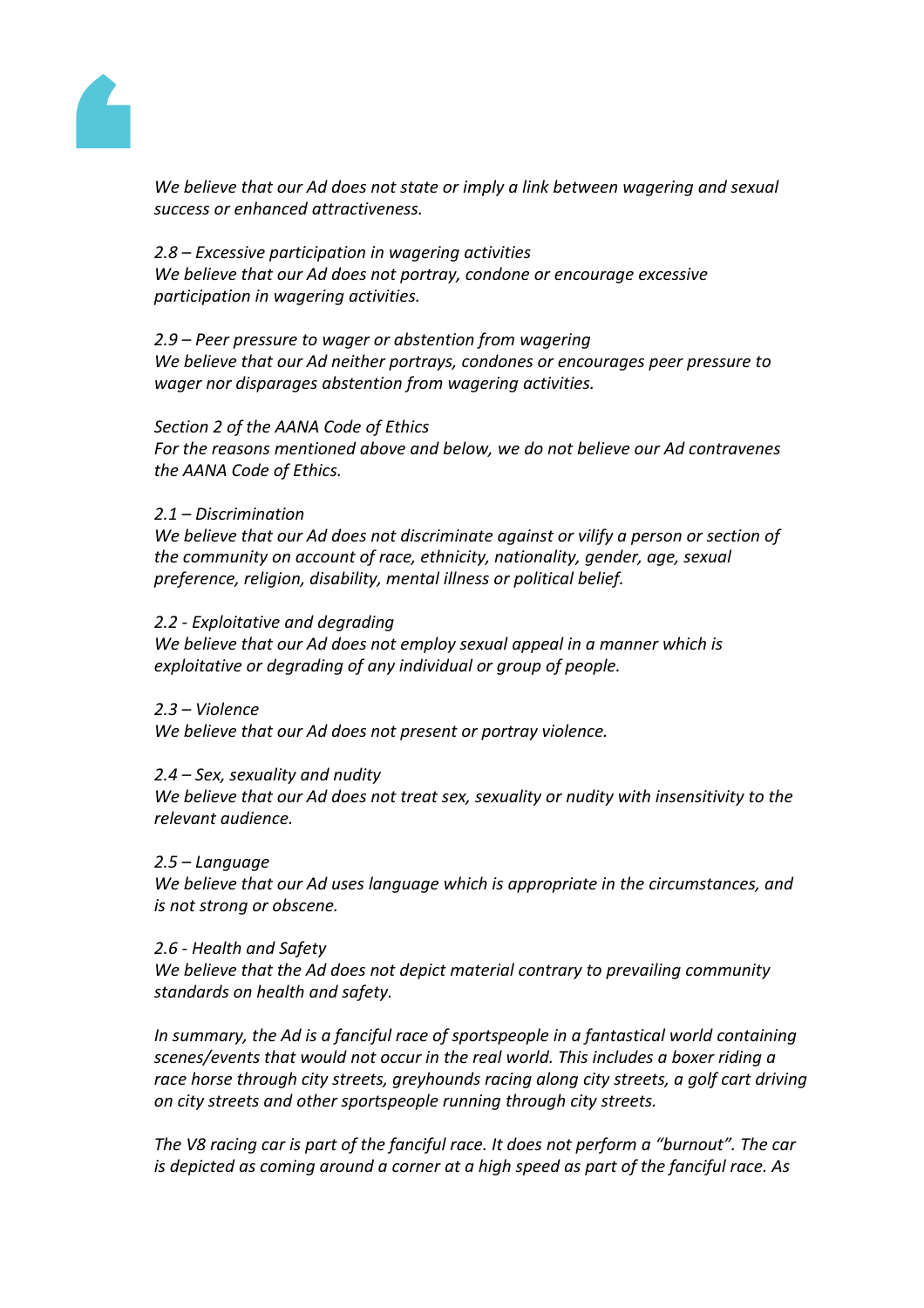*We believe that our Ad does not state or imply a link between wagering and sexual success or enhanced attractiveness.*

*2.8 – Excessive participation in wagering activities*
*We believe that our Ad does not portray, condone or encourage excessive participation in wagering activities.*

*2.9 – Peer pressure to wager or abstention from wagering*
*We believe that our Ad neither portrays, condones or encourages peer pressure to wager nor disparages abstention from wagering activities.*

*Section 2 of the AANA Code of Ethics*
*For the reasons mentioned above and below, we do not believe our Ad contravenes the AANA Code of Ethics.*

*2.1 – Discrimination*
*We believe that our Ad does not discriminate against or vilify a person or section of the community on account of race, ethnicity, nationality, gender, age, sexual preference, religion, disability, mental illness or political belief.*

*2.2 - Exploitative and degrading*
*We believe that our Ad does not employ sexual appeal in a manner which is exploitative or degrading of any individual or group of people.*

*2.3 – Violence*
*We believe that our Ad does not present or portray violence.*

*2.4 – Sex, sexuality and nudity*
*We believe that our Ad does not treat sex, sexuality or nudity with insensitivity to the relevant audience.*

*2.5 – Language*
*We believe that our Ad uses language which is appropriate in the circumstances, and is not strong or obscene.*

*2.6 - Health and Safety*
*We believe that the Ad does not depict material contrary to prevailing community standards on health and safety.*

*In summary, the Ad is a fanciful race of sportspeople in a fantastical world containing scenes/events that would not occur in the real world. This includes a boxer riding a race horse through city streets, greyhounds racing along city streets, a golf cart driving on city streets and other sportspeople running through city streets.*

*The V8 racing car is part of the fanciful race. It does not perform a "burnout". The car is depicted as coming around a corner at a high speed as part of the fanciful race. As*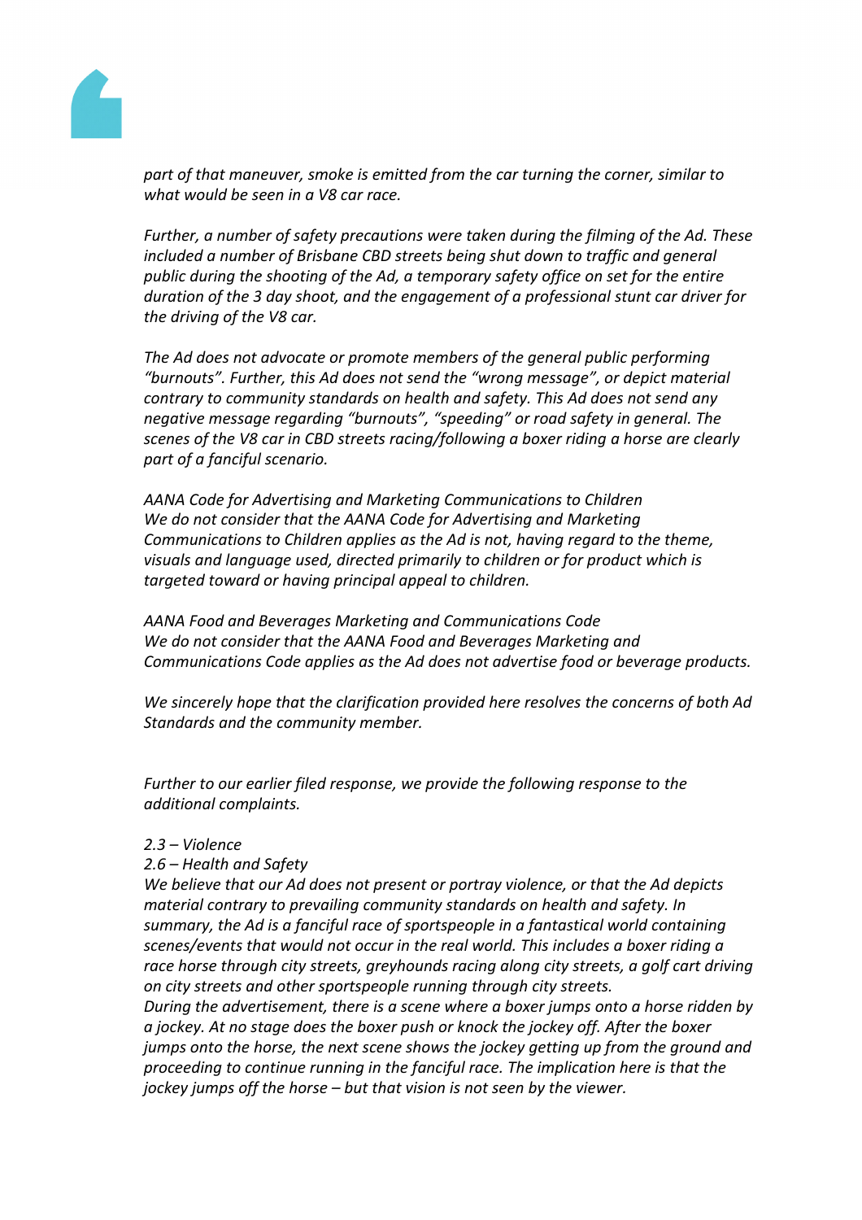*part of that maneuver, smoke is emitted from the car turning the corner, similar to what would be seen in a V8 car race.*

*Further, a number of safety precautions were taken during the filming of the Ad. These included a number of Brisbane CBD streets being shut down to traffic and general public during the shooting of the Ad, a temporary safety office on set for the entire duration of the 3 day shoot, and the engagement of a professional stunt car driver for the driving of the V8 car.*

*The Ad does not advocate or promote members of the general public performing "burnouts". Further, this Ad does not send the "wrong message", or depict material contrary to community standards on health and safety. This Ad does not send any negative message regarding "burnouts", "speeding" or road safety in general. The scenes of the V8 car in CBD streets racing/following a boxer riding a horse are clearly part of a fanciful scenario.*

*AANA Code for Advertising and Marketing Communications to Children*
*We do not consider that the AANA Code for Advertising and Marketing Communications to Children applies as the Ad is not, having regard to the theme, visuals and language used, directed primarily to children or for product which is targeted toward or having principal appeal to children.*

*AANA Food and Beverages Marketing and Communications Code*
*We do not consider that the AANA Food and Beverages Marketing and Communications Code applies as the Ad does not advertise food or beverage products.*

*We sincerely hope that the clarification provided here resolves the concerns of both Ad Standards and the community member.*

*Further to our earlier filed response, we provide the following response to the additional complaints.*

*2.3 – Violence*
*2.6 – Health and Safety*
*We believe that our Ad does not present or portray violence, or that the Ad depicts material contrary to prevailing community standards on health and safety. In summary, the Ad is a fanciful race of sportspeople in a fantastical world containing scenes/events that would not occur in the real world. This includes a boxer riding a race horse through city streets, greyhounds racing along city streets, a golf cart driving on city streets and other sportspeople running through city streets.*
*During the advertisement, there is a scene where a boxer jumps onto a horse ridden by a jockey. At no stage does the boxer push or knock the jockey off. After the boxer jumps onto the horse, the next scene shows the jockey getting up from the ground and proceeding to continue running in the fanciful race. The implication here is that the jockey jumps off the horse – but that vision is not seen by the viewer.*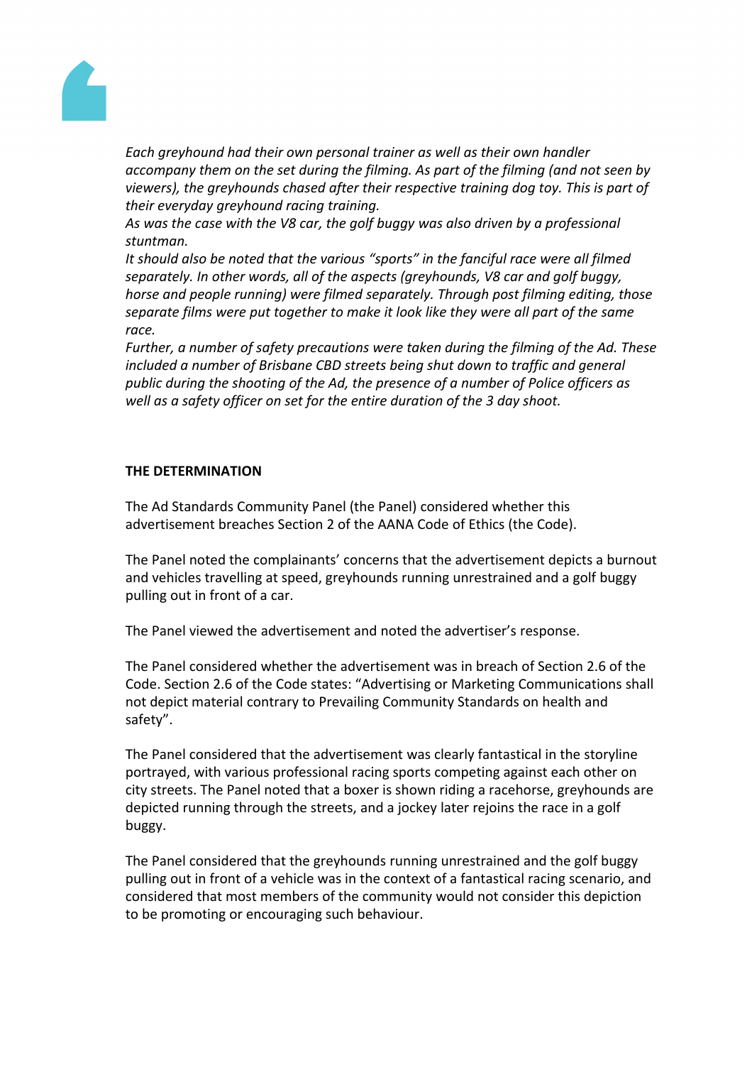*Each greyhound had their own personal trainer as well as their own handler accompany them on the set during the filming. As part of the filming (and not seen by viewers), the greyhounds chased after their respective training dog toy. This is part of their everyday greyhound racing training.*

*As was the case with the V8 car, the golf buggy was also driven by a professional stuntman.*

*It should also be noted that the various "sports" in the fanciful race were all filmed separately. In other words, all of the aspects (greyhounds, V8 car and golf buggy, horse and people running) were filmed separately. Through post filming editing, those separate films were put together to make it look like they were all part of the same race.*

*Further, a number of safety precautions were taken during the filming of the Ad. These included a number of Brisbane CBD streets being shut down to traffic and general public during the shooting of the Ad, the presence of a number of Police officers as well as a safety officer on set for the entire duration of the 3 day shoot.*

**THE DETERMINATION**

The Ad Standards Community Panel (the Panel) considered whether this advertisement breaches Section 2 of the AANA Code of Ethics (the Code).

The Panel noted the complainants' concerns that the advertisement depicts a burnout and vehicles travelling at speed, greyhounds running unrestrained and a golf buggy pulling out in front of a car.

The Panel viewed the advertisement and noted the advertiser's response.

The Panel considered whether the advertisement was in breach of Section 2.6 of the Code. Section 2.6 of the Code states: "Advertising or Marketing Communications shall not depict material contrary to Prevailing Community Standards on health and safety".

The Panel considered that the advertisement was clearly fantastical in the storyline portrayed, with various professional racing sports competing against each other on city streets. The Panel noted that a boxer is shown riding a racehorse, greyhounds are depicted running through the streets, and a jockey later rejoins the race in a golf buggy.

The Panel considered that the greyhounds running unrestrained and the golf buggy pulling out in front of a vehicle was in the context of a fantastical racing scenario, and considered that most members of the community would not consider this depiction to be promoting or encouraging such behaviour.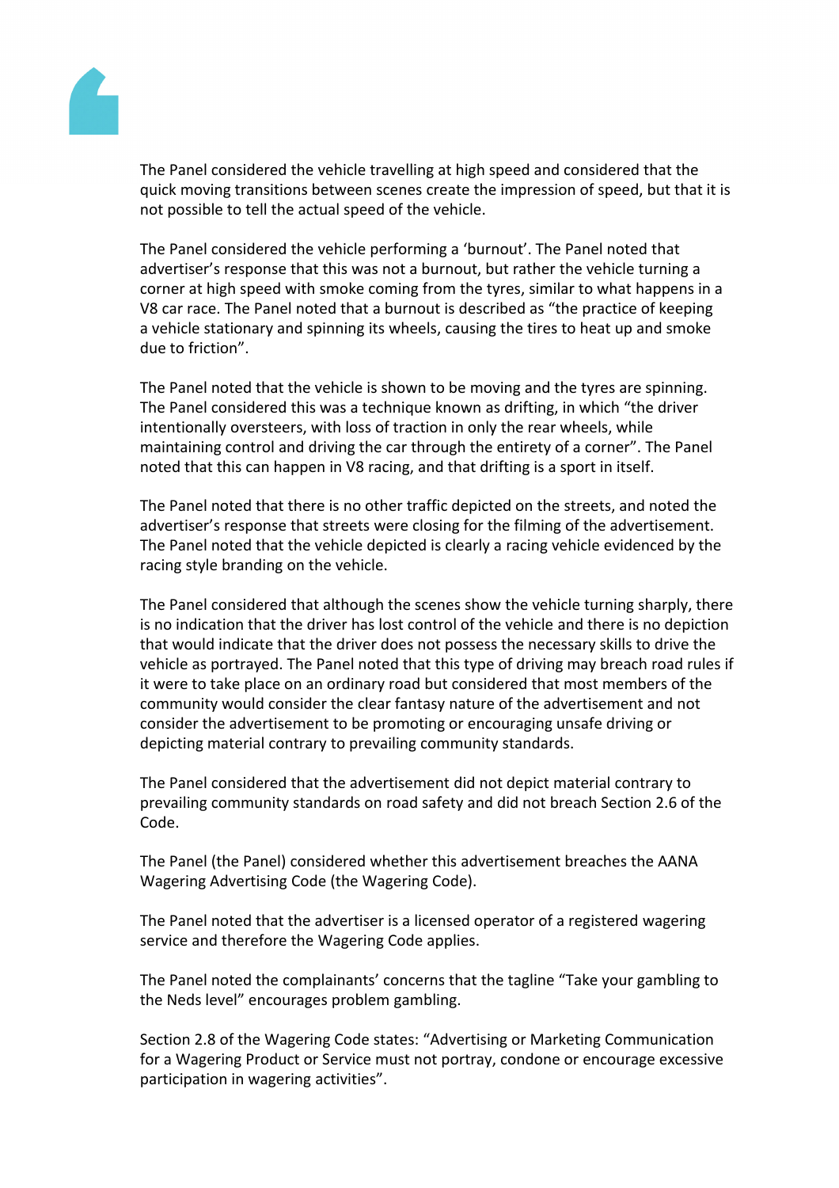The Panel considered the vehicle travelling at high speed and considered that the quick moving transitions between scenes create the impression of speed, but that it is not possible to tell the actual speed of the vehicle.

The Panel considered the vehicle performing a 'burnout'. The Panel noted that advertiser's response that this was not a burnout, but rather the vehicle turning a corner at high speed with smoke coming from the tyres, similar to what happens in a V8 car race. The Panel noted that a burnout is described as "the practice of keeping a vehicle stationary and spinning its wheels, causing the tires to heat up and smoke due to friction".

The Panel noted that the vehicle is shown to be moving and the tyres are spinning. The Panel considered this was a technique known as drifting, in which "the driver intentionally oversteers, with loss of traction in only the rear wheels, while maintaining control and driving the car through the entirety of a corner". The Panel noted that this can happen in V8 racing, and that drifting is a sport in itself.

The Panel noted that there is no other traffic depicted on the streets, and noted the advertiser's response that streets were closing for the filming of the advertisement. The Panel noted that the vehicle depicted is clearly a racing vehicle evidenced by the racing style branding on the vehicle.

The Panel considered that although the scenes show the vehicle turning sharply, there is no indication that the driver has lost control of the vehicle and there is no depiction that would indicate that the driver does not possess the necessary skills to drive the vehicle as portrayed. The Panel noted that this type of driving may breach road rules if it were to take place on an ordinary road but considered that most members of the community would consider the clear fantasy nature of the advertisement and not consider the advertisement to be promoting or encouraging unsafe driving or depicting material contrary to prevailing community standards.

The Panel considered that the advertisement did not depict material contrary to prevailing community standards on road safety and did not breach Section 2.6 of the Code.

The Panel (the Panel) considered whether this advertisement breaches the AANA Wagering Advertising Code (the Wagering Code).

The Panel noted that the advertiser is a licensed operator of a registered wagering service and therefore the Wagering Code applies.

The Panel noted the complainants' concerns that the tagline "Take your gambling to the Neds level" encourages problem gambling.

Section 2.8 of the Wagering Code states: "Advertising or Marketing Communication for a Wagering Product or Service must not portray, condone or encourage excessive participation in wagering activities".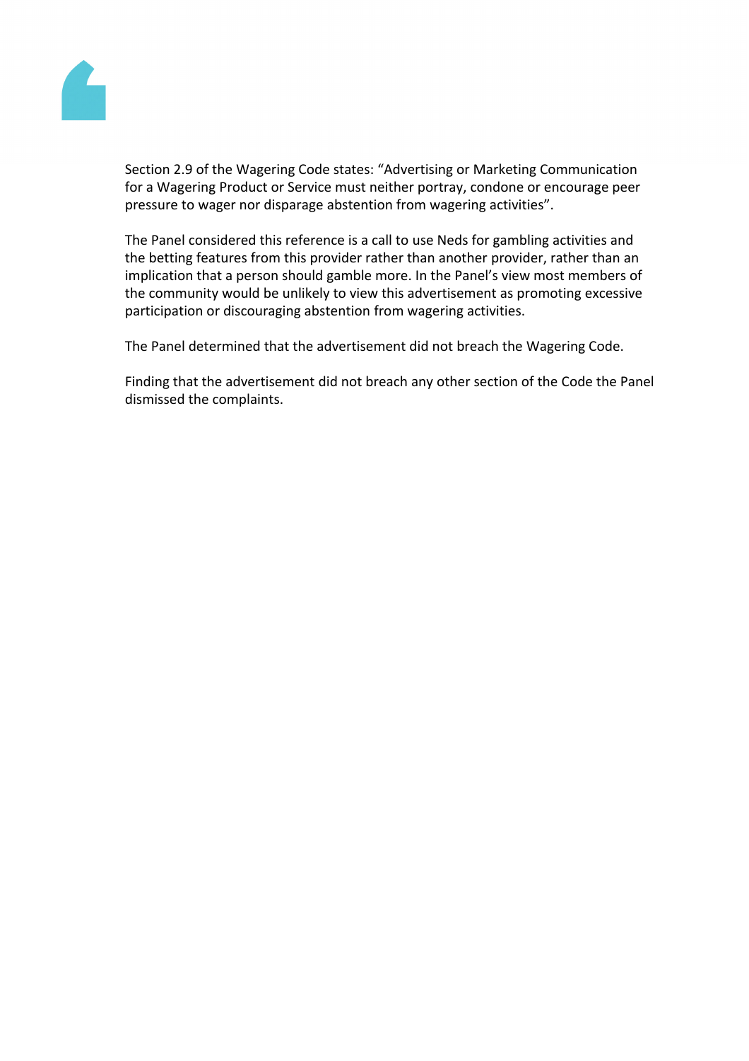Section 2.9 of the Wagering Code states: “Advertising or Marketing Communication for a Wagering Product or Service must neither portray, condone or encourage peer pressure to wager nor disparage abstention from wagering activities”.

The Panel considered this reference is a call to use Neds for gambling activities and the betting features from this provider rather than another provider, rather than an implication that a person should gamble more. In the Panel’s view most members of the community would be unlikely to view this advertisement as promoting excessive participation or discouraging abstention from wagering activities.

The Panel determined that the advertisement did not breach the Wagering Code.

Finding that the advertisement did not breach any other section of the Code the Panel dismissed the complaints.